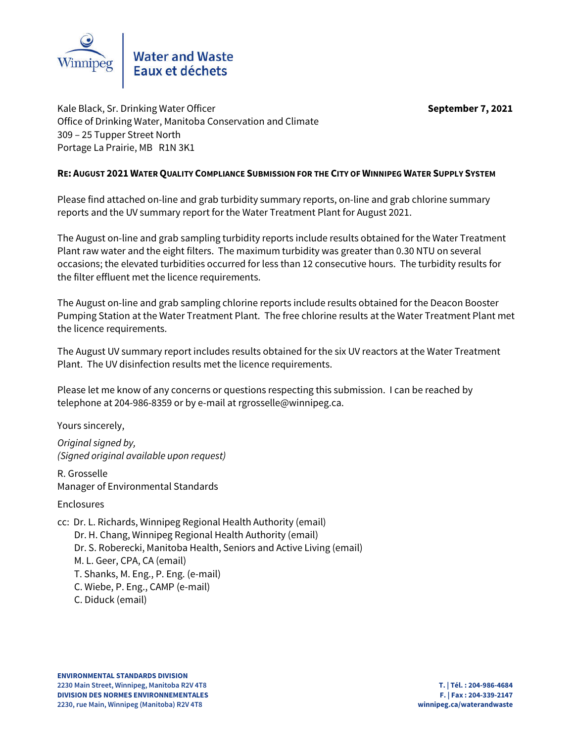Water and Waste
Eaux et déchets

Kale Black, Sr. Drinking Water Officer
Office of Drinking Water, Manitoba Conservation and Climate
309 – 25 Tupper Street North
Portage La Prairie, MB R1N 3K1

**September 7, 2021**

**RE: AUGUST 2021 WATER QUALITY COMPLIANCE SUBMISSION FOR THE CITY OF WINNIPEG WATER SUPPLY SYSTEM**

Please find attached on-line and grab turbidity summary reports, on-line and grab chlorine summary reports and the UV summary report for the Water Treatment Plant for August 2021.

The August on-line and grab sampling turbidity reports include results obtained for the Water Treatment Plant raw water and the eight filters. The maximum turbidity was greater than 0.30 NTU on several occasions; the elevated turbidities occurred for less than 12 consecutive hours. The turbidity results for the filter effluent met the licence requirements.

The August on-line and grab sampling chlorine reports include results obtained for the Deacon Booster Pumping Station at the Water Treatment Plant. The free chlorine results at the Water Treatment Plant met the licence requirements.

The August UV summary report includes results obtained for the six UV reactors at the Water Treatment Plant. The UV disinfection results met the licence requirements.

Please let me know of any concerns or questions respecting this submission. I can be reached by telephone at 204-986-8359 or by e-mail at rgrosselle@winnipeg.ca.

Yours sincerely,

*Original signed by,*
*(Signed original available upon request)*

R. Grosselle
Manager of Environmental Standards

Enclosures

cc: Dr. L. Richards, Winnipeg Regional Health Authority (email)
Dr. H. Chang, Winnipeg Regional Health Authority (email)
Dr. S. Roberecki, Manitoba Health, Seniors and Active Living (email)
M. L. Geer, CPA, CA (email)
T. Shanks, M. Eng., P. Eng. (e-mail)
C. Wiebe, P. Eng., CAMP (e-mail)
C. Diduck (email)

**ENVIRONMENTAL STANDARDS DIVISION**
**2230 Main Street, Winnipeg, Manitoba R2V 4T8**
**DIVISION DES NORMES ENVIRONNEMENTALES**
**2230, rue Main, Winnipeg (Manitoba) R2V 4T8**

**T. | Tél. : 204-986-4684**
**F. | Fax : 204-339-2147**
**winnipeg.ca/waterandwaste**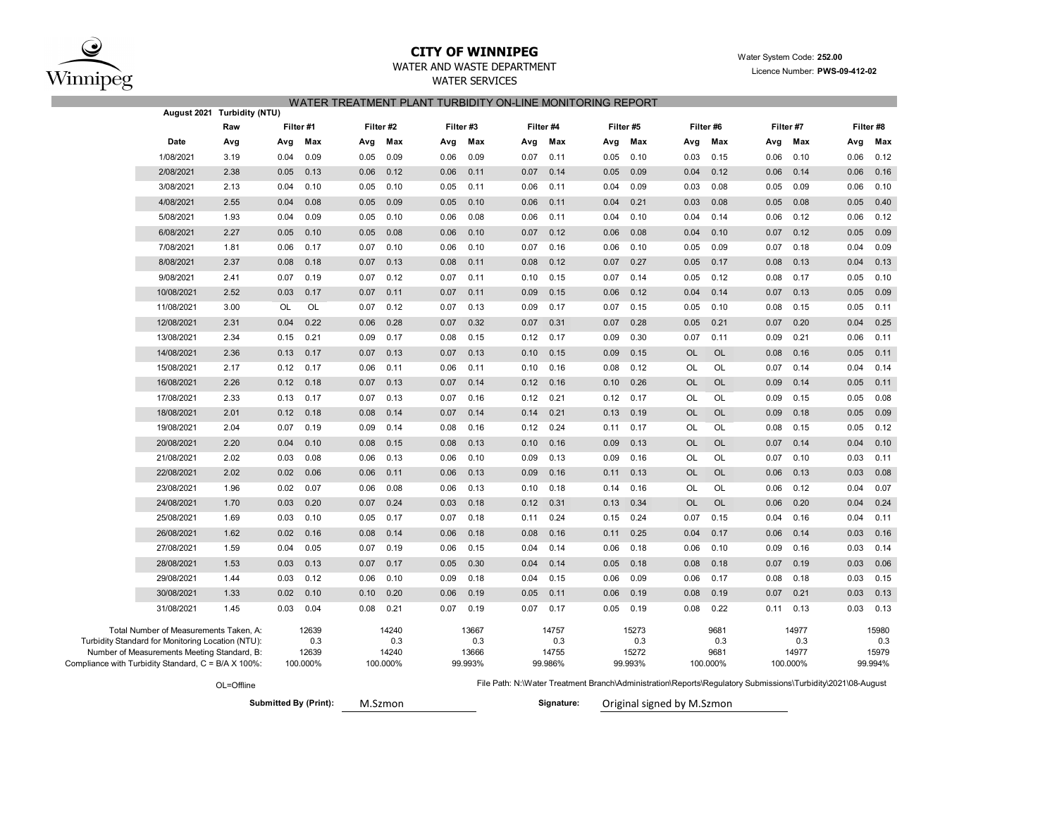**CITY OF WINNIPEG**

WATER AND WASTE DEPARTMENT

WATER SERVICES

Water System Code: **252.00**

Licence Number: **PWS-09-412-02**

## WATER TREATMENT PLANT TURBIDITY ON-LINE MONITORING REPORT

| August 2021 | Turbidity (NTU) | | | | | | | | | | | | | | | | |
|---|---|---|---|---|---|---|---|---|---|---|---|---|---|---|---|---|---|
| | Raw | Filter #1 | | Filter #2 | | Filter #3 | | Filter #4 | | Filter #5 | | Filter #6 | | Filter #7 | | Filter #8 | |
| Date | Avg | Avg | Max | Avg | Max | Avg | Max | Avg | Max | Avg | Max | Avg | Max | Avg | Max | Avg | Max |
| 1/08/2021 | 3.19 | 0.04 | 0.09 | 0.05 | 0.09 | 0.06 | 0.09 | 0.07 | 0.11 | 0.05 | 0.10 | 0.03 | 0.15 | 0.06 | 0.10 | 0.06 | 0.12 |
| 2/08/2021 | 2.38 | 0.05 | 0.13 | 0.06 | 0.12 | 0.06 | 0.11 | 0.07 | 0.14 | 0.05 | 0.09 | 0.04 | 0.12 | 0.06 | 0.14 | 0.06 | 0.16 |
| 3/08/2021 | 2.13 | 0.04 | 0.10 | 0.05 | 0.10 | 0.05 | 0.11 | 0.06 | 0.11 | 0.04 | 0.09 | 0.03 | 0.08 | 0.05 | 0.09 | 0.06 | 0.10 |
| 4/08/2021 | 2.55 | 0.04 | 0.08 | 0.05 | 0.09 | 0.05 | 0.10 | 0.06 | 0.11 | 0.04 | 0.21 | 0.03 | 0.08 | 0.05 | 0.08 | 0.05 | 0.40 |
| 5/08/2021 | 1.93 | 0.04 | 0.09 | 0.05 | 0.10 | 0.06 | 0.08 | 0.06 | 0.11 | 0.04 | 0.10 | 0.04 | 0.14 | 0.06 | 0.12 | 0.06 | 0.12 |
| 6/08/2021 | 2.27 | 0.05 | 0.10 | 0.05 | 0.08 | 0.06 | 0.10 | 0.07 | 0.12 | 0.06 | 0.08 | 0.04 | 0.10 | 0.07 | 0.12 | 0.05 | 0.09 |
| 7/08/2021 | 1.81 | 0.06 | 0.17 | 0.07 | 0.10 | 0.06 | 0.10 | 0.07 | 0.16 | 0.06 | 0.10 | 0.05 | 0.09 | 0.07 | 0.18 | 0.04 | 0.09 |
| 8/08/2021 | 2.37 | 0.08 | 0.18 | 0.07 | 0.13 | 0.08 | 0.11 | 0.08 | 0.12 | 0.07 | 0.27 | 0.05 | 0.17 | 0.08 | 0.13 | 0.04 | 0.13 |
| 9/08/2021 | 2.41 | 0.07 | 0.19 | 0.07 | 0.12 | 0.07 | 0.11 | 0.10 | 0.15 | 0.07 | 0.14 | 0.05 | 0.12 | 0.08 | 0.17 | 0.05 | 0.10 |
| 10/08/2021 | 2.52 | 0.03 | 0.17 | 0.07 | 0.11 | 0.07 | 0.11 | 0.09 | 0.15 | 0.06 | 0.12 | 0.04 | 0.14 | 0.07 | 0.13 | 0.05 | 0.09 |
| 11/08/2021 | 3.00 | OL | OL | 0.07 | 0.12 | 0.07 | 0.13 | 0.09 | 0.17 | 0.07 | 0.15 | 0.05 | 0.10 | 0.08 | 0.15 | 0.05 | 0.11 |
| 12/08/2021 | 2.31 | 0.04 | 0.22 | 0.06 | 0.28 | 0.07 | 0.32 | 0.07 | 0.31 | 0.07 | 0.28 | 0.05 | 0.21 | 0.07 | 0.20 | 0.04 | 0.25 |
| 13/08/2021 | 2.34 | 0.15 | 0.21 | 0.09 | 0.17 | 0.08 | 0.15 | 0.12 | 0.17 | 0.09 | 0.30 | 0.07 | 0.11 | 0.09 | 0.21 | 0.06 | 0.11 |
| 14/08/2021 | 2.36 | 0.13 | 0.17 | 0.07 | 0.13 | 0.07 | 0.13 | 0.10 | 0.15 | 0.09 | 0.15 | OL | OL | 0.08 | 0.16 | 0.05 | 0.11 |
| 15/08/2021 | 2.17 | 0.12 | 0.17 | 0.06 | 0.11 | 0.06 | 0.11 | 0.10 | 0.16 | 0.08 | 0.12 | OL | OL | 0.07 | 0.14 | 0.04 | 0.14 |
| 16/08/2021 | 2.26 | 0.12 | 0.18 | 0.07 | 0.13 | 0.07 | 0.14 | 0.12 | 0.16 | 0.10 | 0.26 | OL | OL | 0.09 | 0.14 | 0.05 | 0.11 |
| 17/08/2021 | 2.33 | 0.13 | 0.17 | 0.07 | 0.13 | 0.07 | 0.16 | 0.12 | 0.21 | 0.12 | 0.17 | OL | OL | 0.09 | 0.15 | 0.05 | 0.08 |
| 18/08/2021 | 2.01 | 0.12 | 0.18 | 0.08 | 0.14 | 0.07 | 0.14 | 0.14 | 0.21 | 0.13 | 0.19 | OL | OL | 0.09 | 0.18 | 0.05 | 0.09 |
| 19/08/2021 | 2.04 | 0.07 | 0.19 | 0.09 | 0.14 | 0.08 | 0.16 | 0.12 | 0.24 | 0.11 | 0.17 | OL | OL | 0.08 | 0.15 | 0.05 | 0.12 |
| 20/08/2021 | 2.20 | 0.04 | 0.10 | 0.08 | 0.15 | 0.08 | 0.13 | 0.10 | 0.16 | 0.09 | 0.13 | OL | OL | 0.07 | 0.14 | 0.04 | 0.10 |
| 21/08/2021 | 2.02 | 0.03 | 0.08 | 0.06 | 0.13 | 0.06 | 0.10 | 0.09 | 0.13 | 0.09 | 0.16 | OL | OL | 0.07 | 0.10 | 0.03 | 0.11 |
| 22/08/2021 | 2.02 | 0.02 | 0.06 | 0.06 | 0.11 | 0.06 | 0.13 | 0.09 | 0.16 | 0.11 | 0.13 | OL | OL | 0.06 | 0.13 | 0.03 | 0.08 |
| 23/08/2021 | 1.96 | 0.02 | 0.07 | 0.06 | 0.08 | 0.06 | 0.13 | 0.10 | 0.18 | 0.14 | 0.16 | OL | OL | 0.06 | 0.12 | 0.04 | 0.07 |
| 24/08/2021 | 1.70 | 0.03 | 0.20 | 0.07 | 0.24 | 0.03 | 0.18 | 0.12 | 0.31 | 0.13 | 0.34 | OL | OL | 0.06 | 0.20 | 0.04 | 0.24 |
| 25/08/2021 | 1.69 | 0.03 | 0.10 | 0.05 | 0.17 | 0.07 | 0.18 | 0.11 | 0.24 | 0.15 | 0.24 | 0.07 | 0.15 | 0.04 | 0.16 | 0.04 | 0.11 |
| 26/08/2021 | 1.62 | 0.02 | 0.16 | 0.08 | 0.14 | 0.06 | 0.18 | 0.08 | 0.16 | 0.11 | 0.25 | 0.04 | 0.17 | 0.06 | 0.14 | 0.03 | 0.16 |
| 27/08/2021 | 1.59 | 0.04 | 0.05 | 0.07 | 0.19 | 0.06 | 0.15 | 0.04 | 0.14 | 0.06 | 0.18 | 0.06 | 0.10 | 0.09 | 0.16 | 0.03 | 0.14 |
| 28/08/2021 | 1.53 | 0.03 | 0.13 | 0.07 | 0.17 | 0.05 | 0.30 | 0.04 | 0.14 | 0.05 | 0.18 | 0.08 | 0.18 | 0.07 | 0.19 | 0.03 | 0.06 |
| 29/08/2021 | 1.44 | 0.03 | 0.12 | 0.06 | 0.10 | 0.09 | 0.18 | 0.04 | 0.15 | 0.06 | 0.09 | 0.06 | 0.17 | 0.08 | 0.18 | 0.03 | 0.15 |
| 30/08/2021 | 1.33 | 0.02 | 0.10 | 0.10 | 0.20 | 0.06 | 0.19 | 0.05 | 0.11 | 0.06 | 0.19 | 0.08 | 0.19 | 0.07 | 0.21 | 0.03 | 0.13 |
| 31/08/2021 | 1.45 | 0.03 | 0.04 | 0.08 | 0.21 | 0.07 | 0.19 | 0.07 | 0.17 | 0.05 | 0.19 | 0.08 | 0.22 | 0.11 | 0.13 | 0.03 | 0.13 |
| Total Number of Measurements Taken, A: | | | 12639 | | 14240 | | 13667 | | 14757 | | 15273 | | 9681 | | 14977 | | 15980 |
| Turbidity Standard for Monitoring Location (NTU): | | | 0.3 | | 0.3 | | 0.3 | | 0.3 | | 0.3 | | 0.3 | | 0.3 | | 0.3 |
| Number of Measurements Meeting Standard, B: | | | 12639 | | 14240 | | 13666 | | 14755 | | 15272 | | 9681 | | 14977 | | 15979 |
| Compliance with Turbidity Standard, C = B/A X 100%: | | | 100.000% | | 100.000% | | 99.993% | | 99.986% | | 99.993% | | 100.000% | | 100.000% | | 99.994% |

OL=Offline

File Path: N:\Water Treatment Branch\Administration\Reports\Regulatory Submissions\Turbidity\2021\08-August

**Submitted By (Print):** M.Szmon

**Signature:** Original signed by M.Szmon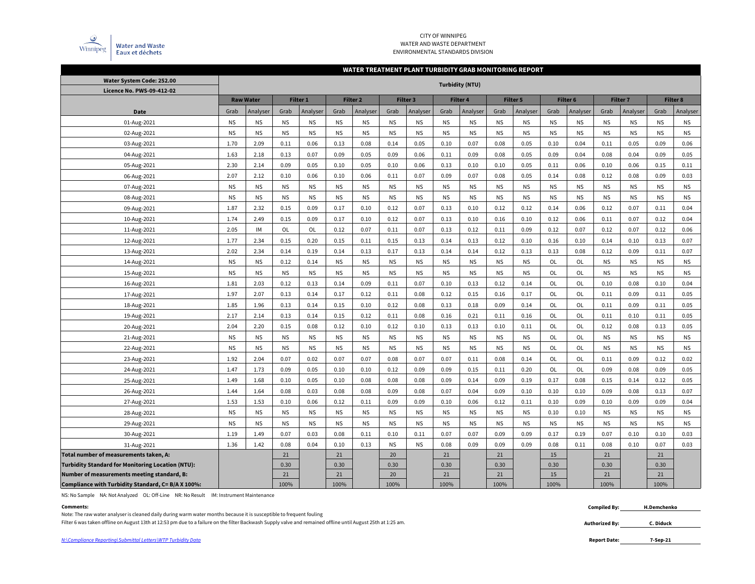CITY OF WINNIPEG
WATER AND WASTE DEPARTMENT
ENVIRONMENTAL STANDARDS DIVISION

Water and Waste
Eaux et déchets

## WATER TREATMENT PLANT TURBIDITY GRAB MONITORING REPORT

| Water System Code: 252.00<br>Licence No. PWS-09-412-02 | Turbidity (NTU) | | | | | | | | | | | | | | | | | |
|---|---|---|---|---|---|---|---|---|---|---|---|---|---|---|---|---|---|---|
| | Raw Water | | Filter 1 | | Filter 2 | | Filter 3 | | Filter 4 | | Filter 5 | | Filter 6 | | Filter 7 | | Filter 8 | |
| Date | Grab | Analyser | Grab | Analyser | Grab | Analyser | Grab | Analyser | Grab | Analyser | Grab | Analyser | Grab | Analyser | Grab | Analyser | Grab | Analyser |
| 01-Aug-2021 | NS | NS | NS | NS | NS | NS | NS | NS | NS | NS | NS | NS | NS | NS | NS | NS | NS | NS |
| 02-Aug-2021 | NS | NS | NS | NS | NS | NS | NS | NS | NS | NS | NS | NS | NS | NS | NS | NS | NS | NS |
| 03-Aug-2021 | 1.70 | 2.09 | 0.11 | 0.06 | 0.13 | 0.08 | 0.14 | 0.05 | 0.10 | 0.07 | 0.08 | 0.05 | 0.10 | 0.04 | 0.11 | 0.05 | 0.09 | 0.06 |
| 04-Aug-2021 | 1.63 | 2.18 | 0.13 | 0.07 | 0.09 | 0.05 | 0.09 | 0.06 | 0.11 | 0.09 | 0.08 | 0.05 | 0.09 | 0.04 | 0.08 | 0.04 | 0.09 | 0.05 |
| 05-Aug-2021 | 2.30 | 2.14 | 0.09 | 0.05 | 0.10 | 0.05 | 0.10 | 0.06 | 0.13 | 0.10 | 0.10 | 0.05 | 0.11 | 0.06 | 0.10 | 0.06 | 0.15 | 0.11 |
| 06-Aug-2021 | 2.07 | 2.12 | 0.10 | 0.06 | 0.10 | 0.06 | 0.11 | 0.07 | 0.09 | 0.07 | 0.08 | 0.05 | 0.14 | 0.08 | 0.12 | 0.08 | 0.09 | 0.03 |
| 07-Aug-2021 | NS | NS | NS | NS | NS | NS | NS | NS | NS | NS | NS | NS | NS | NS | NS | NS | NS | NS |
| 08-Aug-2021 | NS | NS | NS | NS | NS | NS | NS | NS | NS | NS | NS | NS | NS | NS | NS | NS | NS | NS |
| 09-Aug-2021 | 1.87 | 2.32 | 0.15 | 0.09 | 0.17 | 0.10 | 0.12 | 0.07 | 0.13 | 0.10 | 0.12 | 0.12 | 0.14 | 0.06 | 0.12 | 0.07 | 0.11 | 0.04 |
| 10-Aug-2021 | 1.74 | 2.49 | 0.15 | 0.09 | 0.17 | 0.10 | 0.12 | 0.07 | 0.13 | 0.10 | 0.16 | 0.10 | 0.12 | 0.06 | 0.11 | 0.07 | 0.12 | 0.04 |
| 11-Aug-2021 | 2.05 | IM | OL | OL | 0.12 | 0.07 | 0.11 | 0.07 | 0.13 | 0.12 | 0.11 | 0.09 | 0.12 | 0.07 | 0.12 | 0.07 | 0.12 | 0.06 |
| 12-Aug-2021 | 1.77 | 2.34 | 0.15 | 0.20 | 0.15 | 0.11 | 0.15 | 0.13 | 0.14 | 0.13 | 0.12 | 0.10 | 0.16 | 0.10 | 0.14 | 0.10 | 0.13 | 0.07 |
| 13-Aug-2021 | 2.02 | 2.34 | 0.14 | 0.19 | 0.14 | 0.13 | 0.17 | 0.13 | 0.14 | 0.14 | 0.12 | 0.13 | 0.13 | 0.08 | 0.12 | 0.09 | 0.11 | 0.07 |
| 14-Aug-2021 | NS | NS | 0.12 | 0.14 | NS | NS | NS | NS | NS | NS | NS | NS | OL | OL | NS | NS | NS | NS |
| 15-Aug-2021 | NS | NS | NS | NS | NS | NS | NS | NS | NS | NS | NS | NS | OL | OL | NS | NS | NS | NS |
| 16-Aug-2021 | 1.81 | 2.03 | 0.12 | 0.13 | 0.14 | 0.09 | 0.11 | 0.07 | 0.10 | 0.13 | 0.12 | 0.14 | OL | OL | 0.10 | 0.08 | 0.10 | 0.04 |
| 17-Aug-2021 | 1.97 | 2.07 | 0.13 | 0.14 | 0.17 | 0.12 | 0.11 | 0.08 | 0.12 | 0.15 | 0.16 | 0.17 | OL | OL | 0.11 | 0.09 | 0.11 | 0.05 |
| 18-Aug-2021 | 1.85 | 1.96 | 0.13 | 0.14 | 0.15 | 0.10 | 0.12 | 0.08 | 0.13 | 0.18 | 0.09 | 0.14 | OL | OL | 0.11 | 0.09 | 0.11 | 0.05 |
| 19-Aug-2021 | 2.17 | 2.14 | 0.13 | 0.14 | 0.15 | 0.12 | 0.11 | 0.08 | 0.16 | 0.21 | 0.11 | 0.16 | OL | OL | 0.11 | 0.10 | 0.11 | 0.05 |
| 20-Aug-2021 | 2.04 | 2.20 | 0.15 | 0.08 | 0.12 | 0.10 | 0.12 | 0.10 | 0.13 | 0.13 | 0.10 | 0.11 | OL | OL | 0.12 | 0.08 | 0.13 | 0.05 |
| 21-Aug-2021 | NS | NS | NS | NS | NS | NS | NS | NS | NS | NS | NS | NS | OL | OL | NS | NS | NS | NS |
| 22-Aug-2021 | NS | NS | NS | NS | NS | NS | NS | NS | NS | NS | NS | NS | OL | OL | NS | NS | NS | NS |
| 23-Aug-2021 | 1.92 | 2.04 | 0.07 | 0.02 | 0.07 | 0.07 | 0.08 | 0.07 | 0.07 | 0.11 | 0.08 | 0.14 | OL | OL | 0.11 | 0.09 | 0.12 | 0.02 |
| 24-Aug-2021 | 1.47 | 1.73 | 0.09 | 0.05 | 0.10 | 0.10 | 0.12 | 0.09 | 0.09 | 0.15 | 0.11 | 0.20 | OL | OL | 0.09 | 0.08 | 0.09 | 0.05 |
| 25-Aug-2021 | 1.49 | 1.68 | 0.10 | 0.05 | 0.10 | 0.08 | 0.08 | 0.08 | 0.09 | 0.14 | 0.09 | 0.19 | 0.17 | 0.08 | 0.15 | 0.14 | 0.12 | 0.05 |
| 26-Aug-2021 | 1.44 | 1.64 | 0.08 | 0.03 | 0.08 | 0.08 | 0.09 | 0.08 | 0.07 | 0.04 | 0.09 | 0.10 | 0.10 | 0.10 | 0.09 | 0.08 | 0.13 | 0.07 |
| 27-Aug-2021 | 1.53 | 1.53 | 0.10 | 0.06 | 0.12 | 0.11 | 0.09 | 0.09 | 0.10 | 0.06 | 0.12 | 0.11 | 0.10 | 0.09 | 0.10 | 0.09 | 0.09 | 0.04 |
| 28-Aug-2021 | NS | NS | NS | NS | NS | NS | NS | NS | NS | NS | NS | NS | 0.10 | 0.10 | NS | NS | NS | NS |
| 29-Aug-2021 | NS | NS | NS | NS | NS | NS | NS | NS | NS | NS | NS | NS | NS | NS | NS | NS | NS | NS |
| 30-Aug-2021 | 1.19 | 1.49 | 0.07 | 0.03 | 0.08 | 0.11 | 0.10 | 0.11 | 0.07 | 0.07 | 0.09 | 0.09 | 0.17 | 0.19 | 0.07 | 0.10 | 0.10 | 0.03 |
| 31-Aug-2021 | 1.36 | 1.42 | 0.08 | 0.04 | 0.10 | 0.13 | NS | NS | 0.08 | 0.09 | 0.09 | 0.09 | 0.08 | 0.11 | 0.08 | 0.10 | 0.07 | 0.03 |
| **Total number of measurements taken, A:** | | | 21 | | 21 | | 20 | | 21 | | 21 | | 15 | | 21 | | 21 | |
| **Turbidity Standard for Monitoring Location (NTU):** | | | 0.30 | | 0.30 | | 0.30 | | 0.30 | | 0.30 | | 0.30 | | 0.30 | | 0.30 | |
| **Number of measurements meeting standard, B:** | | | 21 | | 21 | | 20 | | 21 | | 21 | | 15 | | 21 | | 21 | |
| **Compliance with Turbidity Standard, C= B/A X 100%:** | | | 100% | | 100% | | 100% | | 100% | | 100% | | 100% | | 100% | | 100% | |

NS: No Sample NA: Not Analyzed OL: Off-Line NR: No Result IM: Instrument Maintenance

**Comments:**

Note: The raw water analyser is cleaned daily during warm water months because it is susceptible to frequent fouling

Filter 6 was taken offline on August 13th at 12:53 pm due to a failure on the filter Backwash Supply valve and remained offline until August 25th at 1:25 am.

**Compiled By:** H.Demchenko

**Authorized By:** C. Diduck

**Report Date:** 7-Sep-21

*N:\Compliance Reporting\Submittal Letters\WTP Turbidity Data*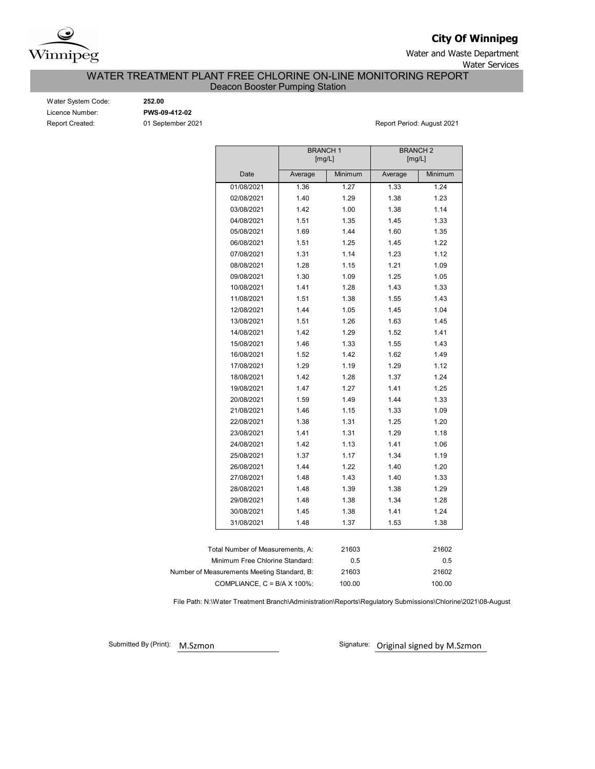Winnipeg

**City Of Winnipeg**

Water and Waste Department

Water Services

# WATER TREATMENT PLANT FREE CHLORINE ON-LINE MONITORING REPORT

## Deacon Booster Pumping Station

Water System Code: **252.00**

Licence Number: **PWS-09-412-02**

Report Created: 01 September 2021

Report Period: August 2021

| | BRANCH 1 [mg/L] | | BRANCH 2 [mg/L] | |
|---|---|---|---|---|
| Date | Average | Minimum | Average | Minimum |
| 01/08/2021 | 1.36 | 1.27 | 1.33 | 1.24 |
| 02/08/2021 | 1.40 | 1.29 | 1.38 | 1.23 |
| 03/08/2021 | 1.42 | 1.00 | 1.38 | 1.14 |
| 04/08/2021 | 1.51 | 1.35 | 1.45 | 1.33 |
| 05/08/2021 | 1.69 | 1.44 | 1.60 | 1.35 |
| 06/08/2021 | 1.51 | 1.25 | 1.45 | 1.22 |
| 07/08/2021 | 1.31 | 1.14 | 1.23 | 1.12 |
| 08/08/2021 | 1.28 | 1.15 | 1.21 | 1.09 |
| 09/08/2021 | 1.30 | 1.09 | 1.25 | 1.05 |
| 10/08/2021 | 1.41 | 1.28 | 1.43 | 1.33 |
| 11/08/2021 | 1.51 | 1.38 | 1.55 | 1.43 |
| 12/08/2021 | 1.44 | 1.05 | 1.45 | 1.04 |
| 13/08/2021 | 1.51 | 1.26 | 1.63 | 1.45 |
| 14/08/2021 | 1.42 | 1.29 | 1.52 | 1.41 |
| 15/08/2021 | 1.46 | 1.33 | 1.55 | 1.43 |
| 16/08/2021 | 1.52 | 1.42 | 1.62 | 1.49 |
| 17/08/2021 | 1.29 | 1.19 | 1.29 | 1.12 |
| 18/08/2021 | 1.42 | 1.28 | 1.37 | 1.24 |
| 19/08/2021 | 1.47 | 1.27 | 1.41 | 1.25 |
| 20/08/2021 | 1.59 | 1.49 | 1.44 | 1.33 |
| 21/08/2021 | 1.46 | 1.15 | 1.33 | 1.09 |
| 22/08/2021 | 1.38 | 1.31 | 1.25 | 1.20 |
| 23/08/2021 | 1.41 | 1.31 | 1.29 | 1.18 |
| 24/08/2021 | 1.42 | 1.13 | 1.41 | 1.06 |
| 25/08/2021 | 1.37 | 1.17 | 1.34 | 1.19 |
| 26/08/2021 | 1.44 | 1.22 | 1.40 | 1.20 |
| 27/08/2021 | 1.48 | 1.43 | 1.40 | 1.33 |
| 28/08/2021 | 1.48 | 1.39 | 1.38 | 1.29 |
| 29/08/2021 | 1.48 | 1.38 | 1.34 | 1.28 |
| 30/08/2021 | 1.45 | 1.38 | 1.41 | 1.24 |
| 31/08/2021 | 1.48 | 1.37 | 1.53 | 1.38 |

| | Branch 1 | Branch 2 |
|---|---|---|
| Total Number of Measurements, A: | 21603 | 21602 |
| Minimum Free Chlorine Standard: | 0.5 | 0.5 |
| Number of Measurements Meeting Standard, B: | 21603 | 21602 |
| COMPLIANCE, C = B/A X 100%: | 100.00 | 100.00 |

File Path: N:\Water Treatment Branch\Administration\Reports\Regulatory Submissions\Chlorine\2021\08-August

Submitted By (Print): M.Szmon

Signature: Original signed by M.Szmon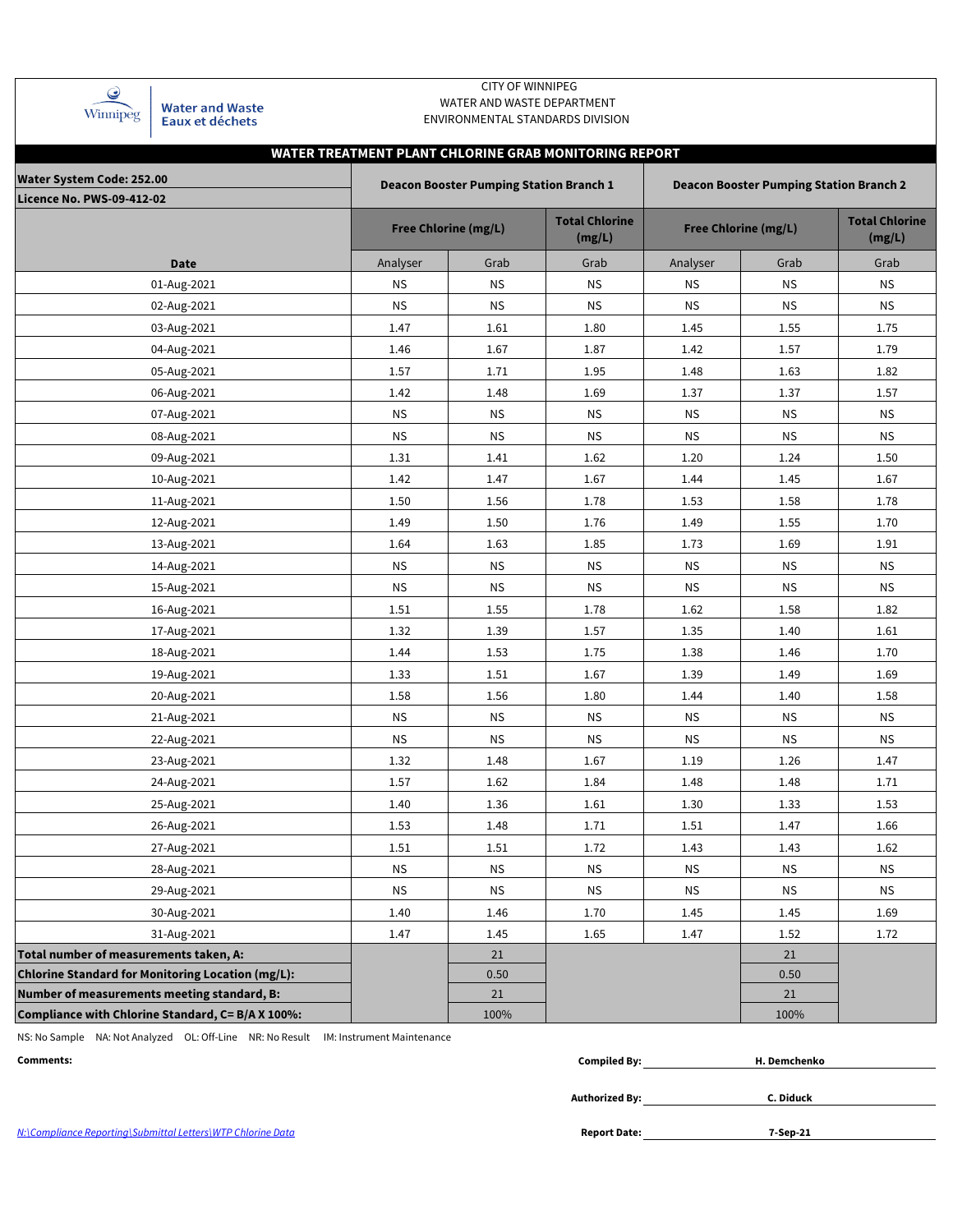CITY OF WINNIPEG
WATER AND WASTE DEPARTMENT
ENVIRONMENTAL STANDARDS DIVISION

Water and Waste
Eaux et déchets

## WATER TREATMENT PLANT CHLORINE GRAB MONITORING REPORT

| Water System Code: 252.00 / Licence No. PWS-09-412-02 | Deacon Booster Pumping Station Branch 1 | | | Deacon Booster Pumping Station Branch 2 | | |
|---|---|---|---|---|---|---|
| | Free Chlorine (mg/L) | | Total Chlorine (mg/L) | Free Chlorine (mg/L) | | Total Chlorine (mg/L) |
| Date | Analyser | Grab | Grab | Analyser | Grab | Grab |
| 01-Aug-2021 | NS | NS | NS | NS | NS | NS |
| 02-Aug-2021 | NS | NS | NS | NS | NS | NS |
| 03-Aug-2021 | 1.47 | 1.61 | 1.80 | 1.45 | 1.55 | 1.75 |
| 04-Aug-2021 | 1.46 | 1.67 | 1.87 | 1.42 | 1.57 | 1.79 |
| 05-Aug-2021 | 1.57 | 1.71 | 1.95 | 1.48 | 1.63 | 1.82 |
| 06-Aug-2021 | 1.42 | 1.48 | 1.69 | 1.37 | 1.37 | 1.57 |
| 07-Aug-2021 | NS | NS | NS | NS | NS | NS |
| 08-Aug-2021 | NS | NS | NS | NS | NS | NS |
| 09-Aug-2021 | 1.31 | 1.41 | 1.62 | 1.20 | 1.24 | 1.50 |
| 10-Aug-2021 | 1.42 | 1.47 | 1.67 | 1.44 | 1.45 | 1.67 |
| 11-Aug-2021 | 1.50 | 1.56 | 1.78 | 1.53 | 1.58 | 1.78 |
| 12-Aug-2021 | 1.49 | 1.50 | 1.76 | 1.49 | 1.55 | 1.70 |
| 13-Aug-2021 | 1.64 | 1.63 | 1.85 | 1.73 | 1.69 | 1.91 |
| 14-Aug-2021 | NS | NS | NS | NS | NS | NS |
| 15-Aug-2021 | NS | NS | NS | NS | NS | NS |
| 16-Aug-2021 | 1.51 | 1.55 | 1.78 | 1.62 | 1.58 | 1.82 |
| 17-Aug-2021 | 1.32 | 1.39 | 1.57 | 1.35 | 1.40 | 1.61 |
| 18-Aug-2021 | 1.44 | 1.53 | 1.75 | 1.38 | 1.46 | 1.70 |
| 19-Aug-2021 | 1.33 | 1.51 | 1.67 | 1.39 | 1.49 | 1.69 |
| 20-Aug-2021 | 1.58 | 1.56 | 1.80 | 1.44 | 1.40 | 1.58 |
| 21-Aug-2021 | NS | NS | NS | NS | NS | NS |
| 22-Aug-2021 | NS | NS | NS | NS | NS | NS |
| 23-Aug-2021 | 1.32 | 1.48 | 1.67 | 1.19 | 1.26 | 1.47 |
| 24-Aug-2021 | 1.57 | 1.62 | 1.84 | 1.48 | 1.48 | 1.71 |
| 25-Aug-2021 | 1.40 | 1.36 | 1.61 | 1.30 | 1.33 | 1.53 |
| 26-Aug-2021 | 1.53 | 1.48 | 1.71 | 1.51 | 1.47 | 1.66 |
| 27-Aug-2021 | 1.51 | 1.51 | 1.72 | 1.43 | 1.43 | 1.62 |
| 28-Aug-2021 | NS | NS | NS | NS | NS | NS |
| 29-Aug-2021 | NS | NS | NS | NS | NS | NS |
| 30-Aug-2021 | 1.40 | 1.46 | 1.70 | 1.45 | 1.45 | 1.69 |
| 31-Aug-2021 | 1.47 | 1.45 | 1.65 | 1.47 | 1.52 | 1.72 |
| **Total number of measurements taken, A:** | | 21 | | | 21 | |
| **Chlorine Standard for Monitoring Location (mg/L):** | | 0.50 | | | 0.50 | |
| **Number of measurements meeting standard, B:** | | 21 | | | 21 | |
| **Compliance with Chlorine Standard, C= B/A X 100%:** | | 100% | | | 100% | |

NS: No Sample NA: Not Analyzed OL: Off-Line NR: No Result IM: Instrument Maintenance

**Comments:**

**Compiled By:** H. Demchenko

**Authorized By:** C. Diduck

**Report Date:** 7-Sep-21

N:\Compliance Reporting\Submittal Letters\WTP Chlorine Data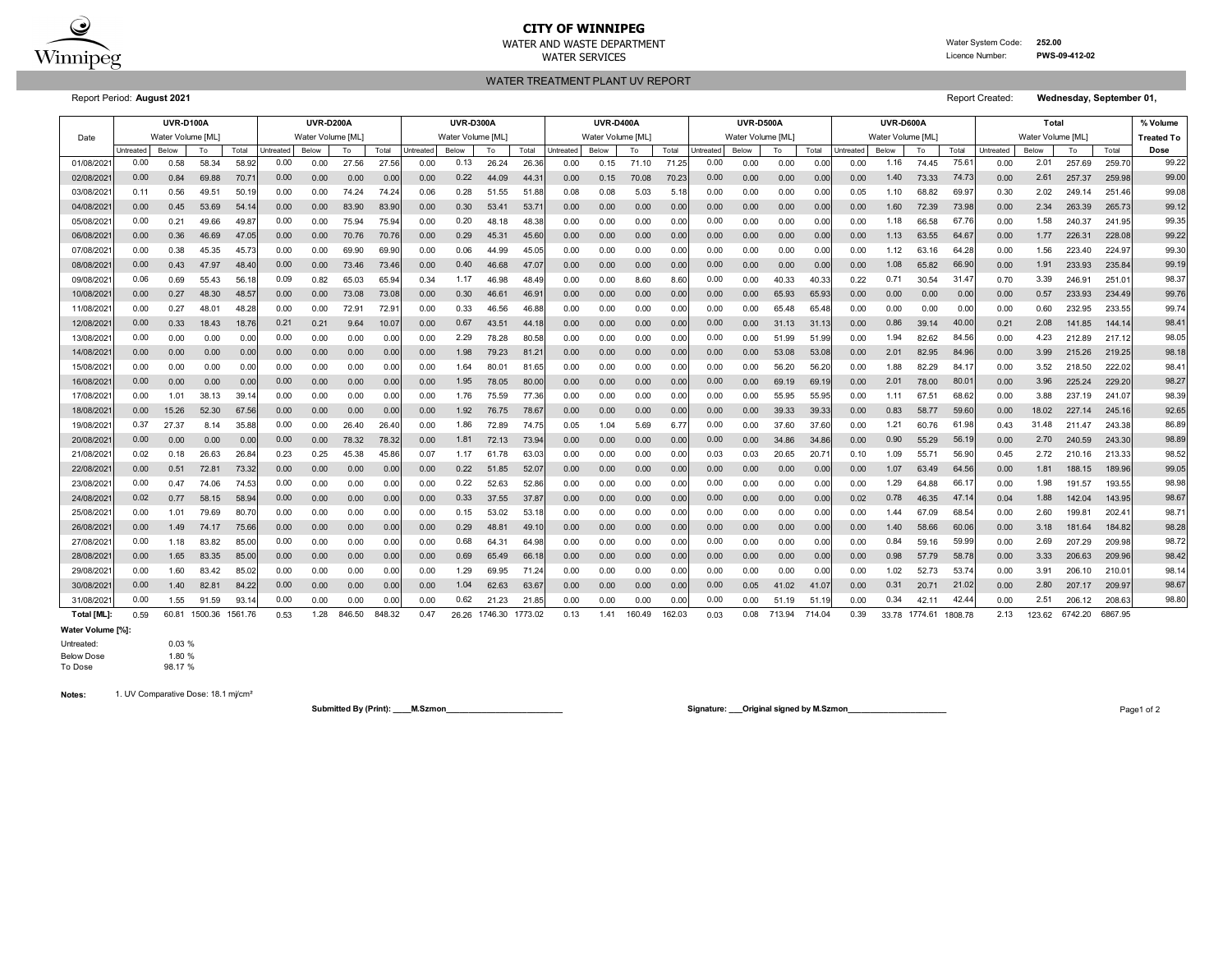# CITY OF WINNIPEG

WATER AND WASTE DEPARTMENT

WATER SERVICES

Water System Code: **252.00**

Licence Number: **PWS-09-412-02**

## WATER TREATMENT PLANT UV REPORT

Report Period: **August 2021**

Report Created: **Wednesday, September 01,**

| Date | UVR-D100A | | | | UVR-D200A | | | | UVR-D300A | | | | UVR-D400A | | | | UVR-D500A | | | | UVR-D600A | | | | Total | | | | % Volume |
|---|---|---|---|---|---|---|---|---|---|---|---|---|---|---|---|---|---|---|---|---|---|---|---|---|---|---|---|---|---|
| | Water Volume [ML] | | | | Water Volume [ML] | | | | Water Volume [ML] | | | | Water Volume [ML] | | | | Water Volume [ML] | | | | Water Volume [ML] | | | | Water Volume [ML] | | | | Treated To |
| | Untreated | Below | To | Total | Untreated | Below | To | Total | Untreated | Below | To | Total | Untreated | Below | To | Total | Untreated | Below | To | Total | Untreated | Below | To | Total | Untreated | Below | To | Total | Dose |
| 01/08/2021 | 0.00 | 0.58 | 58.34 | 58.92 | 0.00 | 0.00 | 27.56 | 27.56 | 0.00 | 0.13 | 26.24 | 26.36 | 0.00 | 0.15 | 71.10 | 71.25 | 0.00 | 0.00 | 0.00 | 0.00 | 0.00 | 1.16 | 74.45 | 75.61 | 0.00 | 2.01 | 257.69 | 259.70 | 99.22 |
| 02/08/2021 | 0.00 | 0.84 | 69.88 | 70.71 | 0.00 | 0.00 | 0.00 | 0.00 | 0.00 | 0.22 | 44.09 | 44.31 | 0.00 | 0.15 | 70.08 | 70.23 | 0.00 | 0.00 | 0.00 | 0.00 | 0.00 | 1.40 | 73.33 | 74.73 | 0.00 | 2.61 | 257.37 | 259.98 | 99.00 |
| 03/08/2021 | 0.11 | 0.56 | 49.51 | 50.19 | 0.00 | 0.00 | 74.24 | 74.24 | 0.06 | 0.28 | 51.55 | 51.88 | 0.08 | 0.08 | 5.03 | 5.18 | 0.00 | 0.00 | 0.00 | 0.00 | 0.05 | 1.10 | 68.82 | 69.97 | 0.30 | 2.02 | 249.14 | 251.46 | 99.08 |
| 04/08/2021 | 0.00 | 0.45 | 53.69 | 54.14 | 0.00 | 0.00 | 83.90 | 83.90 | 0.00 | 0.30 | 53.41 | 53.71 | 0.00 | 0.00 | 0.00 | 0.00 | 0.00 | 0.00 | 0.00 | 0.00 | 0.00 | 1.60 | 72.39 | 73.98 | 0.00 | 2.34 | 263.39 | 265.73 | 99.12 |
| 05/08/2021 | 0.00 | 0.21 | 49.66 | 49.87 | 0.00 | 0.00 | 75.94 | 75.94 | 0.00 | 0.20 | 48.18 | 48.38 | 0.00 | 0.00 | 0.00 | 0.00 | 0.00 | 0.00 | 0.00 | 0.00 | 0.00 | 1.18 | 66.58 | 67.76 | 0.00 | 1.58 | 240.37 | 241.95 | 99.35 |
| 06/08/2021 | 0.00 | 0.36 | 46.69 | 47.05 | 0.00 | 0.00 | 70.76 | 70.76 | 0.00 | 0.29 | 45.31 | 45.60 | 0.00 | 0.00 | 0.00 | 0.00 | 0.00 | 0.00 | 0.00 | 0.00 | 0.00 | 1.13 | 63.55 | 64.67 | 0.00 | 1.77 | 226.31 | 228.08 | 99.22 |
| 07/08/2021 | 0.00 | 0.38 | 45.35 | 45.73 | 0.00 | 0.00 | 69.90 | 69.90 | 0.00 | 0.06 | 44.99 | 45.05 | 0.00 | 0.00 | 0.00 | 0.00 | 0.00 | 0.00 | 0.00 | 0.00 | 0.00 | 1.12 | 63.16 | 64.28 | 0.00 | 1.56 | 223.40 | 224.97 | 99.30 |
| 08/08/2021 | 0.00 | 0.43 | 47.97 | 48.40 | 0.00 | 0.00 | 73.46 | 73.46 | 0.00 | 0.40 | 46.68 | 47.07 | 0.00 | 0.00 | 0.00 | 0.00 | 0.00 | 0.00 | 0.00 | 0.00 | 0.00 | 1.08 | 65.82 | 66.90 | 0.00 | 1.91 | 233.93 | 235.84 | 99.19 |
| 09/08/2021 | 0.06 | 0.69 | 55.43 | 56.18 | 0.09 | 0.82 | 65.03 | 65.94 | 0.34 | 1.17 | 46.98 | 48.49 | 0.00 | 0.00 | 8.60 | 8.60 | 0.00 | 0.00 | 40.33 | 40.33 | 0.22 | 0.71 | 30.54 | 31.47 | 0.70 | 3.39 | 246.91 | 251.01 | 98.37 |
| 10/08/2021 | 0.00 | 0.27 | 48.30 | 48.57 | 0.00 | 0.00 | 73.08 | 73.08 | 0.00 | 0.30 | 46.61 | 46.91 | 0.00 | 0.00 | 0.00 | 0.00 | 0.00 | 0.00 | 65.93 | 65.93 | 0.00 | 0.00 | 0.00 | 0.00 | 0.00 | 0.57 | 233.93 | 234.49 | 99.76 |
| 11/08/2021 | 0.00 | 0.27 | 48.01 | 48.28 | 0.00 | 0.00 | 72.91 | 72.91 | 0.00 | 0.33 | 46.56 | 46.88 | 0.00 | 0.00 | 0.00 | 0.00 | 0.00 | 0.00 | 65.48 | 65.48 | 0.00 | 0.00 | 0.00 | 0.00 | 0.00 | 0.60 | 232.95 | 233.55 | 99.74 |
| 12/08/2021 | 0.00 | 0.33 | 18.43 | 18.76 | 0.21 | 0.21 | 9.64 | 10.07 | 0.00 | 0.67 | 43.51 | 44.18 | 0.00 | 0.00 | 0.00 | 0.00 | 0.00 | 0.00 | 31.13 | 31.13 | 0.00 | 0.86 | 39.14 | 40.00 | 0.21 | 2.08 | 141.85 | 144.14 | 98.41 |
| 13/08/2021 | 0.00 | 0.00 | 0.00 | 0.00 | 0.00 | 0.00 | 0.00 | 0.00 | 0.00 | 2.29 | 78.28 | 80.58 | 0.00 | 0.00 | 0.00 | 0.00 | 0.00 | 0.00 | 51.99 | 51.99 | 0.00 | 1.94 | 82.62 | 84.56 | 0.00 | 4.23 | 212.89 | 217.12 | 98.05 |
| 14/08/2021 | 0.00 | 0.00 | 0.00 | 0.00 | 0.00 | 0.00 | 0.00 | 0.00 | 0.00 | 1.98 | 79.23 | 81.21 | 0.00 | 0.00 | 0.00 | 0.00 | 0.00 | 0.00 | 53.08 | 53.08 | 0.00 | 2.01 | 82.95 | 84.96 | 0.00 | 3.99 | 215.26 | 219.25 | 98.18 |
| 15/08/2021 | 0.00 | 0.00 | 0.00 | 0.00 | 0.00 | 0.00 | 0.00 | 0.00 | 0.00 | 1.64 | 80.01 | 81.65 | 0.00 | 0.00 | 0.00 | 0.00 | 0.00 | 0.00 | 56.20 | 56.20 | 0.00 | 1.88 | 82.29 | 84.17 | 0.00 | 3.52 | 218.50 | 222.02 | 98.41 |
| 16/08/2021 | 0.00 | 0.00 | 0.00 | 0.00 | 0.00 | 0.00 | 0.00 | 0.00 | 0.00 | 1.95 | 78.05 | 80.00 | 0.00 | 0.00 | 0.00 | 0.00 | 0.00 | 0.00 | 69.19 | 69.19 | 0.00 | 2.01 | 78.00 | 80.01 | 0.00 | 3.96 | 225.24 | 229.20 | 98.27 |
| 17/08/2021 | 0.00 | 1.01 | 38.13 | 39.14 | 0.00 | 0.00 | 0.00 | 0.00 | 0.00 | 1.76 | 75.59 | 77.36 | 0.00 | 0.00 | 0.00 | 0.00 | 0.00 | 0.00 | 55.95 | 55.95 | 0.00 | 1.11 | 67.51 | 68.62 | 0.00 | 3.88 | 237.19 | 241.07 | 98.39 |
| 18/08/2021 | 0.00 | 15.26 | 52.30 | 67.56 | 0.00 | 0.00 | 0.00 | 0.00 | 0.00 | 1.92 | 76.75 | 78.67 | 0.00 | 0.00 | 0.00 | 0.00 | 0.00 | 0.00 | 39.33 | 39.33 | 0.00 | 0.83 | 58.77 | 59.60 | 0.00 | 18.02 | 227.14 | 245.16 | 92.65 |
| 19/08/2021 | 0.37 | 27.37 | 8.14 | 35.88 | 0.00 | 0.00 | 26.40 | 26.40 | 0.00 | 1.86 | 72.89 | 74.75 | 0.05 | 1.04 | 5.69 | 6.77 | 0.00 | 0.00 | 37.60 | 37.60 | 0.00 | 1.21 | 60.76 | 61.98 | 0.43 | 31.48 | 211.47 | 243.38 | 86.89 |
| 20/08/2021 | 0.00 | 0.00 | 0.00 | 0.00 | 0.00 | 0.00 | 78.32 | 78.32 | 0.00 | 1.81 | 72.13 | 73.94 | 0.00 | 0.00 | 0.00 | 0.00 | 0.00 | 0.00 | 34.86 | 34.86 | 0.00 | 0.90 | 55.29 | 56.19 | 0.00 | 2.70 | 240.59 | 243.30 | 98.89 |
| 21/08/2021 | 0.02 | 0.18 | 26.63 | 26.84 | 0.23 | 0.25 | 45.38 | 45.86 | 0.07 | 1.17 | 61.78 | 63.03 | 0.00 | 0.00 | 0.00 | 0.00 | 0.03 | 0.03 | 20.65 | 20.71 | 0.10 | 1.09 | 55.71 | 56.90 | 0.45 | 2.72 | 210.16 | 213.33 | 98.52 |
| 22/08/2021 | 0.00 | 0.51 | 72.81 | 73.32 | 0.00 | 0.00 | 0.00 | 0.00 | 0.00 | 0.22 | 51.85 | 52.07 | 0.00 | 0.00 | 0.00 | 0.00 | 0.00 | 0.00 | 0.00 | 0.00 | 0.00 | 1.07 | 63.49 | 64.56 | 0.00 | 1.81 | 188.15 | 189.96 | 99.05 |
| 23/08/2021 | 0.00 | 0.47 | 74.06 | 74.53 | 0.00 | 0.00 | 0.00 | 0.00 | 0.00 | 0.22 | 52.63 | 52.86 | 0.00 | 0.00 | 0.00 | 0.00 | 0.00 | 0.00 | 0.00 | 0.00 | 0.00 | 1.29 | 64.88 | 66.17 | 0.00 | 1.98 | 191.57 | 193.55 | 98.98 |
| 24/08/2021 | 0.02 | 0.77 | 58.15 | 58.94 | 0.00 | 0.00 | 0.00 | 0.00 | 0.00 | 0.33 | 37.55 | 37.87 | 0.00 | 0.00 | 0.00 | 0.00 | 0.00 | 0.00 | 0.00 | 0.00 | 0.02 | 0.78 | 46.35 | 47.14 | 0.04 | 1.88 | 142.04 | 143.95 | 98.67 |
| 25/08/2021 | 0.00 | 1.01 | 79.69 | 80.70 | 0.00 | 0.00 | 0.00 | 0.00 | 0.00 | 0.15 | 53.02 | 53.18 | 0.00 | 0.00 | 0.00 | 0.00 | 0.00 | 0.00 | 0.00 | 0.00 | 0.00 | 1.44 | 67.09 | 68.54 | 0.00 | 2.60 | 199.81 | 202.41 | 98.71 |
| 26/08/2021 | 0.00 | 1.49 | 74.17 | 75.66 | 0.00 | 0.00 | 0.00 | 0.00 | 0.00 | 0.29 | 48.81 | 49.10 | 0.00 | 0.00 | 0.00 | 0.00 | 0.00 | 0.00 | 0.00 | 0.00 | 0.00 | 1.40 | 58.66 | 60.06 | 0.00 | 3.18 | 181.64 | 184.82 | 98.28 |
| 27/08/2021 | 0.00 | 1.18 | 83.82 | 85.00 | 0.00 | 0.00 | 0.00 | 0.00 | 0.00 | 0.68 | 64.31 | 64.98 | 0.00 | 0.00 | 0.00 | 0.00 | 0.00 | 0.00 | 0.00 | 0.00 | 0.00 | 0.84 | 59.16 | 59.99 | 0.00 | 2.69 | 207.29 | 209.98 | 98.72 |
| 28/08/2021 | 0.00 | 1.65 | 83.35 | 85.00 | 0.00 | 0.00 | 0.00 | 0.00 | 0.00 | 0.69 | 65.49 | 66.18 | 0.00 | 0.00 | 0.00 | 0.00 | 0.00 | 0.00 | 0.00 | 0.00 | 0.00 | 0.98 | 57.79 | 58.78 | 0.00 | 3.33 | 206.63 | 209.96 | 98.42 |
| 29/08/2021 | 0.00 | 1.60 | 83.42 | 85.02 | 0.00 | 0.00 | 0.00 | 0.00 | 0.00 | 1.29 | 69.95 | 71.24 | 0.00 | 0.00 | 0.00 | 0.00 | 0.00 | 0.00 | 0.00 | 0.00 | 0.00 | 1.02 | 52.73 | 53.74 | 0.00 | 3.91 | 206.10 | 210.01 | 98.14 |
| 30/08/2021 | 0.00 | 1.40 | 82.81 | 84.22 | 0.00 | 0.00 | 0.00 | 0.00 | 0.00 | 1.04 | 62.63 | 63.67 | 0.00 | 0.00 | 0.00 | 0.00 | 0.00 | 0.05 | 41.02 | 41.07 | 0.00 | 0.31 | 20.71 | 21.02 | 0.00 | 2.80 | 207.17 | 209.97 | 98.67 |
| 31/08/2021 | 0.00 | 1.55 | 91.59 | 93.14 | 0.00 | 0.00 | 0.00 | 0.00 | 0.00 | 0.62 | 21.23 | 21.85 | 0.00 | 0.00 | 0.00 | 0.00 | 0.00 | 0.00 | 51.19 | 51.19 | 0.00 | 0.34 | 42.11 | 42.44 | 0.00 | 2.51 | 206.12 | 208.63 | 98.80 |
| **Total [ML]:** | 0.59 | 60.81 | 1500.36 | 1561.76 | 0.53 | 1.28 | 846.50 | 848.32 | 0.47 | 26.26 | 1746.30 | 1773.02 | 0.13 | 1.41 | 160.49 | 162.03 | 0.03 | 0.08 | 713.94 | 714.04 | 0.39 | 33.78 | 1774.61 | 1808.78 | 2.13 | 123.62 | 6742.20 | 6867.95 | |

**Water Volume [%]:**

| | |
|---|---|
| Untreated: | 0.03 % |
| Below Dose | 1.80 % |
| To Dose | 98.17 % |

**Notes:** 1. UV Comparative Dose: 18.1 mj/cm²

**Submitted By (Print):** ____M.Szmon__________________________

**Signature:** ___Original signed by M.Szmon______________________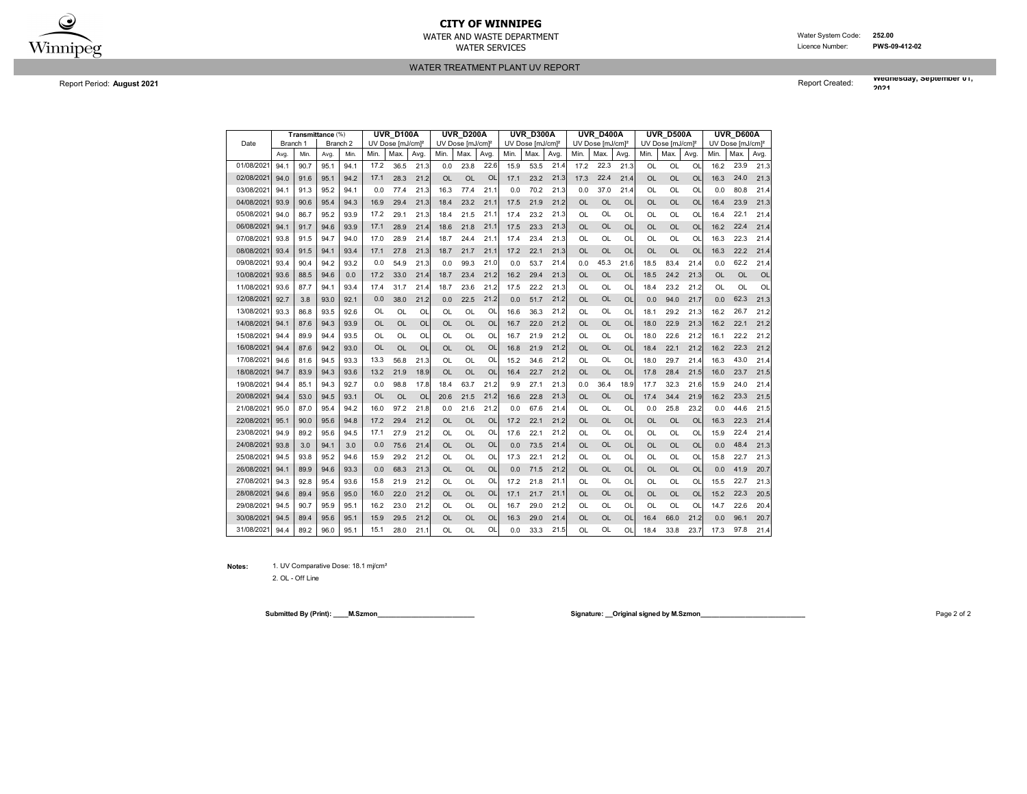# CITY OF WINNIPEG

WATER AND WASTE DEPARTMENT

WATER SERVICES

Water System Code: **252.00**

Licence Number: **PWS-09-412-02**

## WATER TREATMENT PLANT UV REPORT

Report Period: **August 2021**

Report Created: **Wednesday, September 01, 2021**

| Date | Transmittance (%) | | | | UVR_D100A | | | UVR_D200A | | | UVR_D300A | | | UVR_D400A | | | UVR_D500A | | | UVR_D600A | | |
|---|---|---|---|---|---|---|---|---|---|---|---|---|---|---|---|---|---|---|---|---|---|---|
| | Branch 1 | | Branch 2 | | UV Dose [mJ/cm²] | | | UV Dose [mJ/cm²] | | | UV Dose [mJ/cm²] | | | UV Dose [mJ/cm²] | | | UV Dose [mJ/cm²] | | | UV Dose [mJ/cm²] | | |
| | Avg. | Min. | Avg. | Min. | Min. | Max. | Avg. | Min. | Max. | Avg. | Min. | Max. | Avg. | Min. | Max. | Avg. | Min. | Max. | Avg. | Min. | Max. | Avg. |
| 01/08/2021 | 94.1 | 90.7 | 95.1 | 94.1 | 17.2 | 36.5 | 21.3 | 0.0 | 23.8 | 22.6 | 15.9 | 53.5 | 21.4 | 17.2 | 22.3 | 21.3 | OL | OL | OL | 16.2 | 23.9 | 21.3 |
| 02/08/2021 | 94.0 | 91.6 | 95.1 | 94.2 | 17.1 | 28.3 | 21.2 | OL | OL | OL | 17.1 | 23.2 | 21.3 | 17.3 | 22.4 | 21.4 | OL | OL | OL | 16.3 | 24.0 | 21.3 |
| 03/08/2021 | 94.1 | 91.3 | 95.2 | 94.1 | 0.0 | 77.4 | 21.3 | 16.3 | 77.4 | 21.1 | 0.0 | 70.2 | 21.3 | 0.0 | 37.0 | 21.4 | OL | OL | OL | 0.0 | 80.8 | 21.4 |
| 04/08/2021 | 93.9 | 90.6 | 95.4 | 94.3 | 16.9 | 29.4 | 21.3 | 18.4 | 23.2 | 21.1 | 17.5 | 21.9 | 21.2 | OL | OL | OL | OL | OL | OL | 16.4 | 23.9 | 21.3 |
| 05/08/2021 | 94.0 | 86.7 | 95.2 | 93.9 | 17.2 | 29.1 | 21.3 | 18.4 | 21.5 | 21.1 | 17.4 | 23.2 | 21.3 | OL | OL | OL | OL | OL | OL | 16.4 | 22.1 | 21.4 |
| 06/08/2021 | 94.1 | 91.7 | 94.6 | 93.9 | 17.1 | 28.9 | 21.4 | 18.6 | 21.8 | 21.1 | 17.5 | 23.3 | 21.3 | OL | OL | OL | OL | OL | OL | 16.2 | 22.4 | 21.4 |
| 07/08/2021 | 93.8 | 91.5 | 94.7 | 94.0 | 17.0 | 28.9 | 21.4 | 18.7 | 24.4 | 21.1 | 17.4 | 23.4 | 21.3 | OL | OL | OL | OL | OL | OL | 16.3 | 22.3 | 21.4 |
| 08/08/2021 | 93.4 | 91.5 | 94.1 | 93.4 | 17.1 | 27.8 | 21.3 | 18.7 | 21.7 | 21.1 | 17.2 | 22.1 | 21.3 | OL | OL | OL | OL | OL | OL | 16.3 | 22.2 | 21.4 |
| 09/08/2021 | 93.4 | 90.4 | 94.2 | 93.2 | 0.0 | 54.9 | 21.3 | 0.0 | 99.3 | 21.0 | 0.0 | 53.7 | 21.4 | 0.0 | 45.3 | 21.6 | 18.5 | 83.4 | 21.4 | 0.0 | 62.2 | 21.4 |
| 10/08/2021 | 93.6 | 88.5 | 94.6 | 0.0 | 17.2 | 33.0 | 21.4 | 18.7 | 23.4 | 21.2 | 16.2 | 29.4 | 21.3 | OL | OL | OL | 18.5 | 24.2 | 21.3 | OL | OL | OL |
| 11/08/2021 | 93.6 | 87.7 | 94.1 | 93.4 | 17.4 | 31.7 | 21.4 | 18.7 | 23.6 | 21.2 | 17.5 | 22.2 | 21.3 | OL | OL | OL | 18.4 | 23.2 | 21.2 | OL | OL | OL |
| 12/08/2021 | 92.7 | 3.8 | 93.0 | 92.1 | 0.0 | 38.0 | 21.2 | 0.0 | 22.5 | 21.2 | 0.0 | 51.7 | 21.2 | OL | OL | OL | 0.0 | 94.0 | 21.7 | 0.0 | 62.3 | 21.3 |
| 13/08/2021 | 93.3 | 86.8 | 93.5 | 92.6 | OL | OL | OL | OL | OL | OL | 16.6 | 36.3 | 21.2 | OL | OL | OL | 18.1 | 29.2 | 21.3 | 16.2 | 26.7 | 21.2 |
| 14/08/2021 | 94.1 | 87.6 | 94.3 | 93.9 | OL | OL | OL | OL | OL | OL | 16.7 | 22.0 | 21.2 | OL | OL | OL | 18.0 | 22.9 | 21.3 | 16.2 | 22.1 | 21.2 |
| 15/08/2021 | 94.4 | 89.9 | 94.4 | 93.5 | OL | OL | OL | OL | OL | OL | 16.7 | 21.9 | 21.2 | OL | OL | OL | 18.0 | 22.6 | 21.2 | 16.1 | 22.2 | 21.2 |
| 16/08/2021 | 94.4 | 87.6 | 94.2 | 93.0 | OL | OL | OL | OL | OL | OL | 16.8 | 21.9 | 21.2 | OL | OL | OL | 18.4 | 22.1 | 21.2 | 16.2 | 22.3 | 21.2 |
| 17/08/2021 | 94.6 | 81.6 | 94.5 | 93.3 | 13.3 | 56.8 | 21.3 | OL | OL | OL | 15.2 | 34.6 | 21.2 | OL | OL | OL | 18.0 | 29.7 | 21.4 | 16.3 | 43.0 | 21.4 |
| 18/08/2021 | 94.7 | 83.9 | 94.3 | 93.6 | 13.2 | 21.9 | 18.9 | OL | OL | OL | 16.4 | 22.7 | 21.2 | OL | OL | OL | 17.8 | 28.4 | 21.5 | 16.0 | 23.7 | 21.5 |
| 19/08/2021 | 94.4 | 85.1 | 94.3 | 92.7 | 0.0 | 98.8 | 17.8 | 18.4 | 63.7 | 21.2 | 9.9 | 27.1 | 21.3 | 0.0 | 36.4 | 18.9 | 17.7 | 32.3 | 21.6 | 15.9 | 24.0 | 21.4 |
| 20/08/2021 | 94.4 | 53.0 | 94.5 | 93.1 | OL | OL | OL | 20.6 | 21.5 | 21.2 | 16.6 | 22.8 | 21.3 | OL | OL | OL | 17.4 | 34.4 | 21.9 | 16.2 | 23.3 | 21.5 |
| 21/08/2021 | 95.0 | 87.0 | 95.4 | 94.2 | 16.0 | 97.2 | 21.8 | 0.0 | 21.6 | 21.2 | 0.0 | 67.6 | 21.4 | OL | OL | OL | 0.0 | 25.8 | 23.2 | 0.0 | 44.6 | 21.5 |
| 22/08/2021 | 95.1 | 90.0 | 95.6 | 94.8 | 17.2 | 29.4 | 21.2 | OL | OL | OL | 17.2 | 22.1 | 21.2 | OL | OL | OL | OL | OL | OL | 16.3 | 22.3 | 21.4 |
| 23/08/2021 | 94.9 | 89.2 | 95.6 | 94.5 | 17.1 | 27.9 | 21.2 | OL | OL | OL | 17.6 | 22.1 | 21.2 | OL | OL | OL | OL | OL | OL | 15.9 | 22.4 | 21.4 |
| 24/08/2021 | 93.8 | 3.0 | 94.1 | 3.0 | 0.0 | 75.6 | 21.4 | OL | OL | OL | 0.0 | 73.5 | 21.4 | OL | OL | OL | OL | OL | OL | 0.0 | 48.4 | 21.3 |
| 25/08/2021 | 94.5 | 93.8 | 95.2 | 94.6 | 15.9 | 29.2 | 21.2 | OL | OL | OL | 17.3 | 22.1 | 21.2 | OL | OL | OL | OL | OL | OL | 15.8 | 22.7 | 21.3 |
| 26/08/2021 | 94.1 | 89.9 | 94.6 | 93.3 | 0.0 | 68.3 | 21.3 | OL | OL | OL | 0.0 | 71.5 | 21.2 | OL | OL | OL | OL | OL | OL | 0.0 | 41.9 | 20.7 |
| 27/08/2021 | 94.3 | 92.8 | 95.4 | 93.6 | 15.8 | 21.9 | 21.2 | OL | OL | OL | 17.2 | 21.8 | 21.1 | OL | OL | OL | OL | OL | OL | 15.5 | 22.7 | 21.3 |
| 28/08/2021 | 94.6 | 89.4 | 95.6 | 95.0 | 16.0 | 22.0 | 21.2 | OL | OL | OL | 17.1 | 21.7 | 21.1 | OL | OL | OL | OL | OL | OL | 15.2 | 22.3 | 20.5 |
| 29/08/2021 | 94.5 | 90.7 | 95.9 | 95.1 | 16.2 | 23.0 | 21.2 | OL | OL | OL | 16.7 | 29.0 | 21.2 | OL | OL | OL | OL | OL | OL | 14.7 | 22.6 | 20.4 |
| 30/08/2021 | 94.5 | 89.4 | 95.6 | 95.1 | 15.9 | 29.5 | 21.2 | OL | OL | OL | 16.3 | 29.0 | 21.4 | OL | OL | OL | 16.4 | 66.0 | 21.2 | 0.0 | 96.1 | 20.7 |
| 31/08/2021 | 94.4 | 89.2 | 96.0 | 95.1 | 15.1 | 28.0 | 21.1 | OL | OL | OL | 0.0 | 33.3 | 21.5 | OL | OL | OL | 18.4 | 33.8 | 23.7 | 17.3 | 97.8 | 21.4 |

**Notes:**

1. UV Comparative Dose: 18.1 mj/cm²
2. OL - Off Line

**Submitted By (Print): \_\_\_\_M.Szmon\_\_\_\_\_\_\_\_\_\_\_\_\_\_\_\_\_\_\_\_\_\_\_\_\_\_**

**Signature: \_\_Original signed by M.Szmon\_\_\_\_\_\_\_\_\_\_\_\_\_\_\_\_\_\_\_\_\_\_\_\_\_\_\_\_**